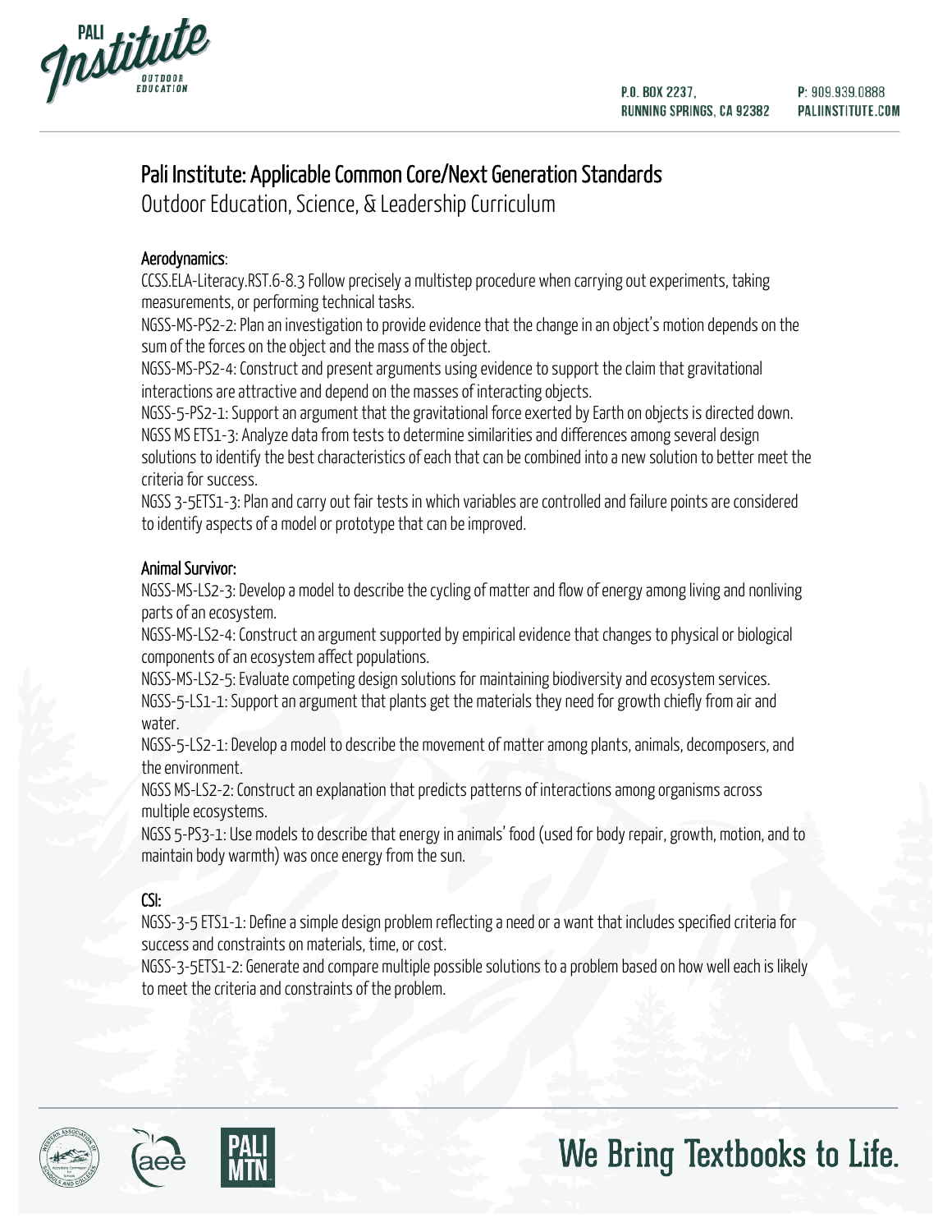# Pali Institute: Applicable Common Core/Next Generation Standards

Outdoor Education, Science, & Leadership Curriculum

**Aerodynamics**:

CCSS.ELA-Literacy.RST.6-8.3 Follow precisely a multistep procedure when carrying out experiments, taking measurements, or performing technical tasks.

NGSS-MS-PS2-2: Plan an investigation to provide evidence that the change in an object's motion depends on the sum of the forces on the object and the mass of the object.

NGSS-MS-PS2-4: Construct and present arguments using evidence to support the claim that gravitational interactions are attractive and depend on the masses of interacting objects.

NGSS-5-PS2-1: Support an argument that the gravitational force exerted by Earth on objects is directed down.

NGSS MS ETS1-3: Analyze data from tests to determine similarities and differences among several design solutions to identify the best characteristics of each that can be combined into a new solution to better meet the criteria for success.

NGSS 3-5ETS1-3: Plan and carry out fair tests in which variables are controlled and failure points are considered to identify aspects of a model or prototype that can be improved.

**Animal Survivor:**

NGSS-MS-LS2-3: Develop a model to describe the cycling of matter and flow of energy among living and nonliving parts of an ecosystem.

NGSS-MS-LS2-4: Construct an argument supported by empirical evidence that changes to physical or biological components of an ecosystem affect populations.

NGSS-MS-LS2-5: Evaluate competing design solutions for maintaining biodiversity and ecosystem services.

NGSS-5-LS1-1: Support an argument that plants get the materials they need for growth chiefly from air and water.

NGSS-5-LS2-1: Develop a model to describe the movement of matter among plants, animals, decomposers, and the environment.

NGSS MS-LS2-2: Construct an explanation that predicts patterns of interactions among organisms across multiple ecosystems.

NGSS 5-PS3-1: Use models to describe that energy in animals' food (used for body repair, growth, motion, and to maintain body warmth) was once energy from the sun.

**CSI:**

NGSS-3-5 ETS1-1: Define a simple design problem reflecting a need or a want that includes specified criteria for success and constraints on materials, time, or cost.

NGSS-3-5ETS1-2: Generate and compare multiple possible solutions to a problem based on how well each is likely to meet the criteria and constraints of the problem.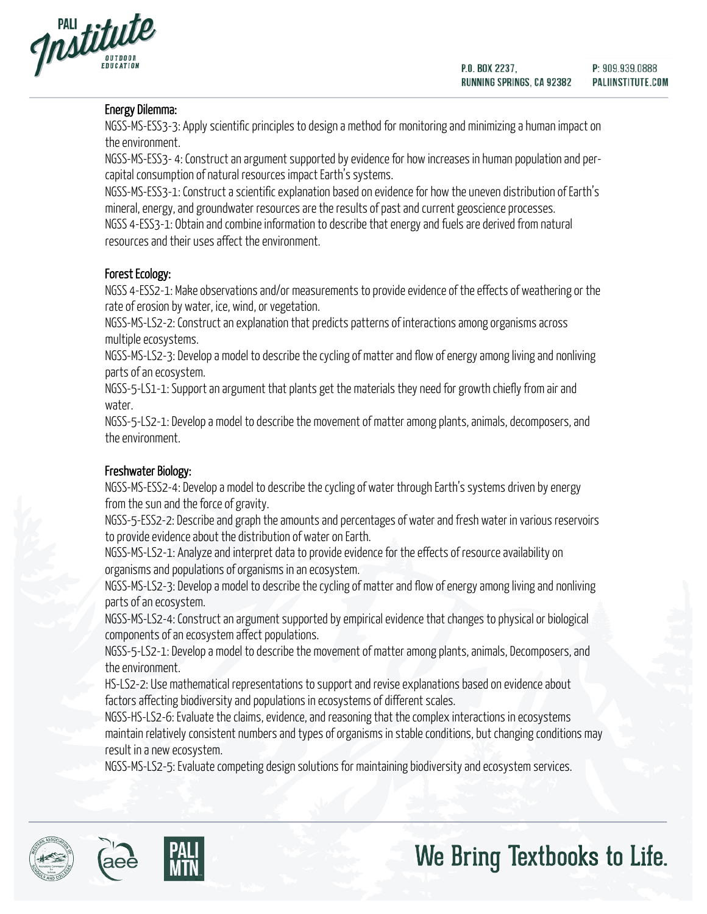**Energy Dilemma:**

NGSS-MS-ESS3-3: Apply scientific principles to design a method for monitoring and minimizing a human impact on the environment.
NGSS-MS-ESS3- 4: Construct an argument supported by evidence for how increases in human population and per-capital consumption of natural resources impact Earth's systems.
NGSS-MS-ESS3-1: Construct a scientific explanation based on evidence for how the uneven distribution of Earth's mineral, energy, and groundwater resources are the results of past and current geoscience processes.
NGSS 4-ESS3-1: Obtain and combine information to describe that energy and fuels are derived from natural resources and their uses affect the environment.

**Forest Ecology:**

NGSS 4-ESS2-1: Make observations and/or measurements to provide evidence of the effects of weathering or the rate of erosion by water, ice, wind, or vegetation.
NGSS-MS-LS2-2: Construct an explanation that predicts patterns of interactions among organisms across multiple ecosystems.
NGSS-MS-LS2-3: Develop a model to describe the cycling of matter and flow of energy among living and nonliving parts of an ecosystem.
NGSS-5-LS1-1: Support an argument that plants get the materials they need for growth chiefly from air and water.
NGSS-5-LS2-1: Develop a model to describe the movement of matter among plants, animals, decomposers, and the environment.

**Freshwater Biology:**

NGSS-MS-ESS2-4: Develop a model to describe the cycling of water through Earth's systems driven by energy from the sun and the force of gravity.
NGSS-5-ESS2-2: Describe and graph the amounts and percentages of water and fresh water in various reservoirs to provide evidence about the distribution of water on Earth.
NGSS-MS-LS2-1: Analyze and interpret data to provide evidence for the effects of resource availability on organisms and populations of organisms in an ecosystem.
NGSS-MS-LS2-3: Develop a model to describe the cycling of matter and flow of energy among living and nonliving parts of an ecosystem.
NGSS-MS-LS2-4: Construct an argument supported by empirical evidence that changes to physical or biological components of an ecosystem affect populations.
NGSS-5-LS2-1: Develop a model to describe the movement of matter among plants, animals, Decomposers, and the environment.
HS-LS2-2: Use mathematical representations to support and revise explanations based on evidence about factors affecting biodiversity and populations in ecosystems of different scales.
NGSS-HS-LS2-6: Evaluate the claims, evidence, and reasoning that the complex interactions in ecosystems maintain relatively consistent numbers and types of organisms in stable conditions, but changing conditions may result in a new ecosystem.
NGSS-MS-LS2-5: Evaluate competing design solutions for maintaining biodiversity and ecosystem services.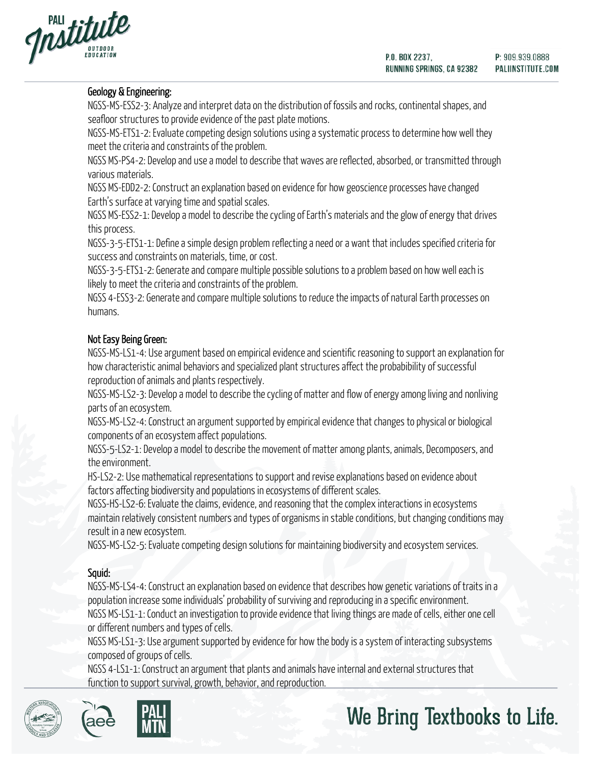### Geology & Engineering:

NGSS-MS-ESS2-3: Analyze and interpret data on the distribution of fossils and rocks, continental shapes, and seafloor structures to provide evidence of the past plate motions.

NGSS-MS-ETS1-2: Evaluate competing design solutions using a systematic process to determine how well they meet the criteria and constraints of the problem.

NGSS MS-PS4-2: Develop and use a model to describe that waves are reflected, absorbed, or transmitted through various materials.

NGSS MS-EDD2-2: Construct an explanation based on evidence for how geoscience processes have changed Earth's surface at varying time and spatial scales.

NGSS MS-ESS2-1: Develop a model to describe the cycling of Earth's materials and the glow of energy that drives this process.

NGSS-3-5-ETS1-1: Define a simple design problem reflecting a need or a want that includes specified criteria for success and constraints on materials, time, or cost.

NGSS-3-5-ETS1-2: Generate and compare multiple possible solutions to a problem based on how well each is likely to meet the criteria and constraints of the problem.

NGSS 4-ESS3-2: Generate and compare multiple solutions to reduce the impacts of natural Earth processes on humans.

### Not Easy Being Green:

NGSS-MS-LS1-4: Use argument based on empirical evidence and scientific reasoning to support an explanation for how characteristic animal behaviors and specialized plant structures affect the probability of successful reproduction of animals and plants respectively.

NGSS-MS-LS2-3: Develop a model to describe the cycling of matter and flow of energy among living and nonliving parts of an ecosystem.

NGSS-MS-LS2-4: Construct an argument supported by empirical evidence that changes to physical or biological components of an ecosystem affect populations.

NGSS-5-LS2-1: Develop a model to describe the movement of matter among plants, animals, Decomposers, and the environment.

HS-LS2-2: Use mathematical representations to support and revise explanations based on evidence about factors affecting biodiversity and populations in ecosystems of different scales.

NGSS-HS-LS2-6: Evaluate the claims, evidence, and reasoning that the complex interactions in ecosystems maintain relatively consistent numbers and types of organisms in stable conditions, but changing conditions may result in a new ecosystem.

NGSS-MS-LS2-5: Evaluate competing design solutions for maintaining biodiversity and ecosystem services.

### Squid:

NGSS-MS-LS4-4: Construct an explanation based on evidence that describes how genetic variations of traits in a population increase some individuals' probability of surviving and reproducing in a specific environment.

NGSS MS-LS1-1: Conduct an investigation to provide evidence that living things are made of cells, either one cell or different numbers and types of cells.

NGSS MS-LS1-3: Use argument supported by evidence for how the body is a system of interacting subsystems composed of groups of cells.

NGSS 4-LS1-1: Construct an argument that plants and animals have internal and external structures that function to support survival, growth, behavior, and reproduction.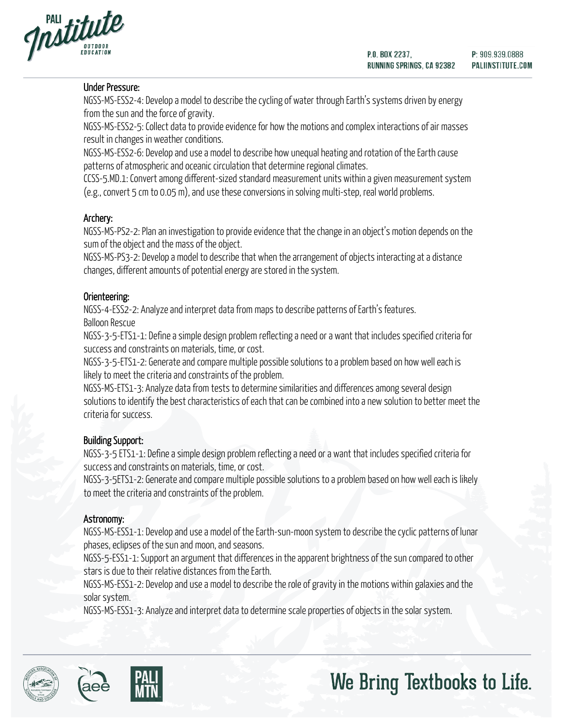**Under Pressure:**

NGSS-MS-ESS2-4: Develop a model to describe the cycling of water through Earth's systems driven by energy from the sun and the force of gravity.

NGSS-MS-ESS2-5: Collect data to provide evidence for how the motions and complex interactions of air masses result in changes in weather conditions.

NGSS-MS-ESS2-6: Develop and use a model to describe how unequal heating and rotation of the Earth cause patterns of atmospheric and oceanic circulation that determine regional climates.

CCSS-5.MD.1: Convert among different-sized standard measurement units within a given measurement system (e.g., convert 5 cm to 0.05 m), and use these conversions in solving multi-step, real world problems.

**Archery:**

NGSS-MS-PS2-2: Plan an investigation to provide evidence that the change in an object's motion depends on the sum of the object and the mass of the object.

NGSS-MS-PS3-2: Develop a model to describe that when the arrangement of objects interacting at a distance changes, different amounts of potential energy are stored in the system.

**Orienteering:**

NGSS-4-ESS2-2: Analyze and interpret data from maps to describe patterns of Earth's features.

Balloon Rescue

NGSS-3-5-ETS1-1: Define a simple design problem reflecting a need or a want that includes specified criteria for success and constraints on materials, time, or cost.

NGSS-3-5-ETS1-2: Generate and compare multiple possible solutions to a problem based on how well each is likely to meet the criteria and constraints of the problem.

NGSS-MS-ETS1-3: Analyze data from tests to determine similarities and differences among several design solutions to identify the best characteristics of each that can be combined into a new solution to better meet the criteria for success.

**Building Support:**

NGSS-3-5 ETS1-1: Define a simple design problem reflecting a need or a want that includes specified criteria for success and constraints on materials, time, or cost.

NGSS-3-5ETS1-2: Generate and compare multiple possible solutions to a problem based on how well each is likely to meet the criteria and constraints of the problem.

**Astronomy:**

NGSS-MS-ESS1-1: Develop and use a model of the Earth-sun-moon system to describe the cyclic patterns of lunar phases, eclipses of the sun and moon, and seasons.

NGSS-5-ESS1-1: Support an argument that differences in the apparent brightness of the sun compared to other stars is due to their relative distances from the Earth.

NGSS-MS-ESS1-2: Develop and use a model to describe the role of gravity in the motions within galaxies and the solar system.

NGSS-MS-ESS1-3: Analyze and interpret data to determine scale properties of objects in the solar system.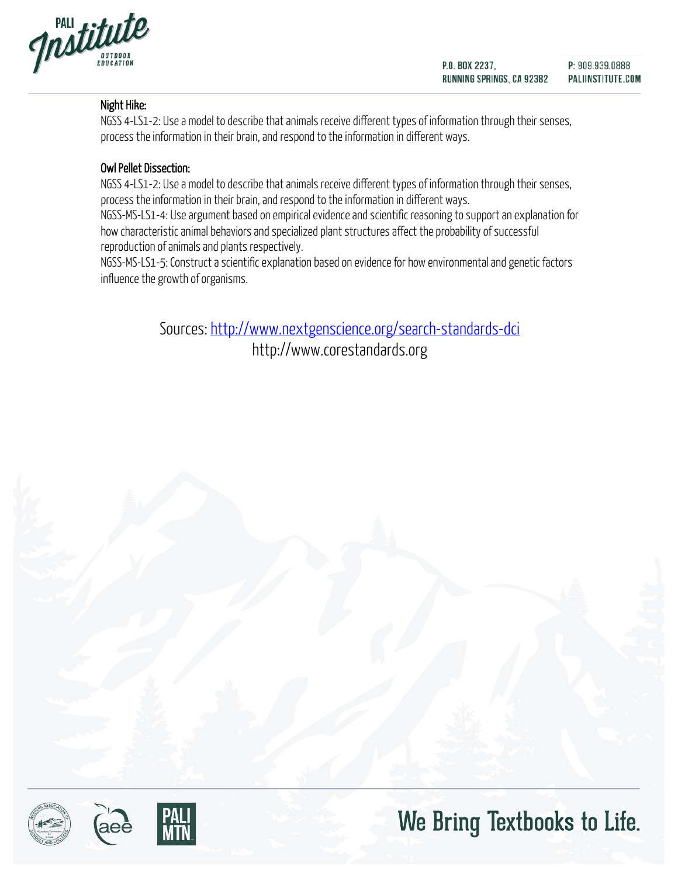**Night Hike:**
NGSS 4-LS1-2: Use a model to describe that animals receive different types of information through their senses, process the information in their brain, and respond to the information in different ways.

**Owl Pellet Dissection:**
NGSS 4-LS1-2: Use a model to describe that animals receive different types of information through their senses, process the information in their brain, and respond to the information in different ways.
NGSS-MS-LS1-4: Use argument based on empirical evidence and scientific reasoning to support an explanation for how characteristic animal behaviors and specialized plant structures affect the probability of successful reproduction of animals and plants respectively.
NGSS-MS-LS1-5: Construct a scientific explanation based on evidence for how environmental and genetic factors influence the growth of organisms.

Sources: http://www.nextgenscience.org/search-standards-dci
http://www.corestandards.org